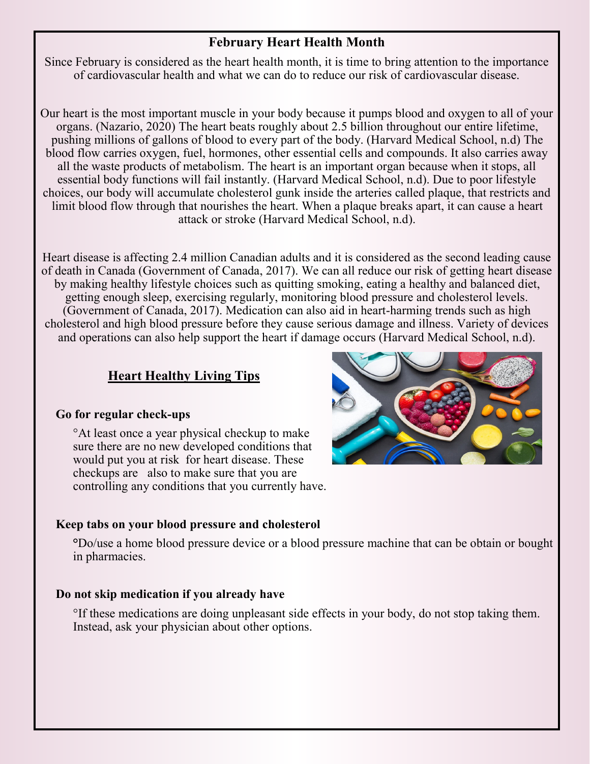## February Heart Health Month

Since February is considered as the heart health month, it is time to bring attention to the importance of cardiovascular health and what we can do to reduce our risk of cardiovascular disease.

Our heart is the most important muscle in your body because it pumps blood and oxygen to all of your organs. (Nazario, 2020) The heart beats roughly about 2.5 billion throughout our entire lifetime, pushing millions of gallons of blood to every part of the body. (Harvard Medical School, n.d) The blood flow carries oxygen, fuel, hormones, other essential cells and compounds. It also carries away all the waste products of metabolism. The heart is an important organ because when it stops, all essential body functions will fail instantly. (Harvard Medical School, n.d). Due to poor lifestyle choices, our body will accumulate cholesterol gunk inside the arteries called plaque, that restricts and limit blood flow through that nourishes the heart. When a plaque breaks apart, it can cause a heart attack or stroke (Harvard Medical School, n.d).

Heart disease is affecting 2.4 million Canadian adults and it is considered as the second leading cause of death in Canada (Government of Canada, 2017). We can all reduce our risk of getting heart disease by making healthy lifestyle choices such as quitting smoking, eating a healthy and balanced diet, getting enough sleep, exercising regularly, monitoring blood pressure and cholesterol levels. (Government of Canada, 2017). Medication can also aid in heart-harming trends such as high cholesterol and high blood pressure before they cause serious damage and illness. Variety of devices and operations can also help support the heart if damage occurs (Harvard Medical School, n.d).

### Heart Healthy Living Tips

**Go for regular check-ups**

°At least once a year physical checkup to make sure there are no new developed conditions that would put you at risk for heart disease. These checkups are also to make sure that you are controlling any conditions that you currently have.

**Keep tabs on your blood pressure and cholesterol**

°Do/use a home blood pressure device or a blood pressure machine that can be obtain or bought in pharmacies.

**Do not skip medication if you already have**

°If these medications are doing unpleasant side effects in your body, do not stop taking them. Instead, ask your physician about other options.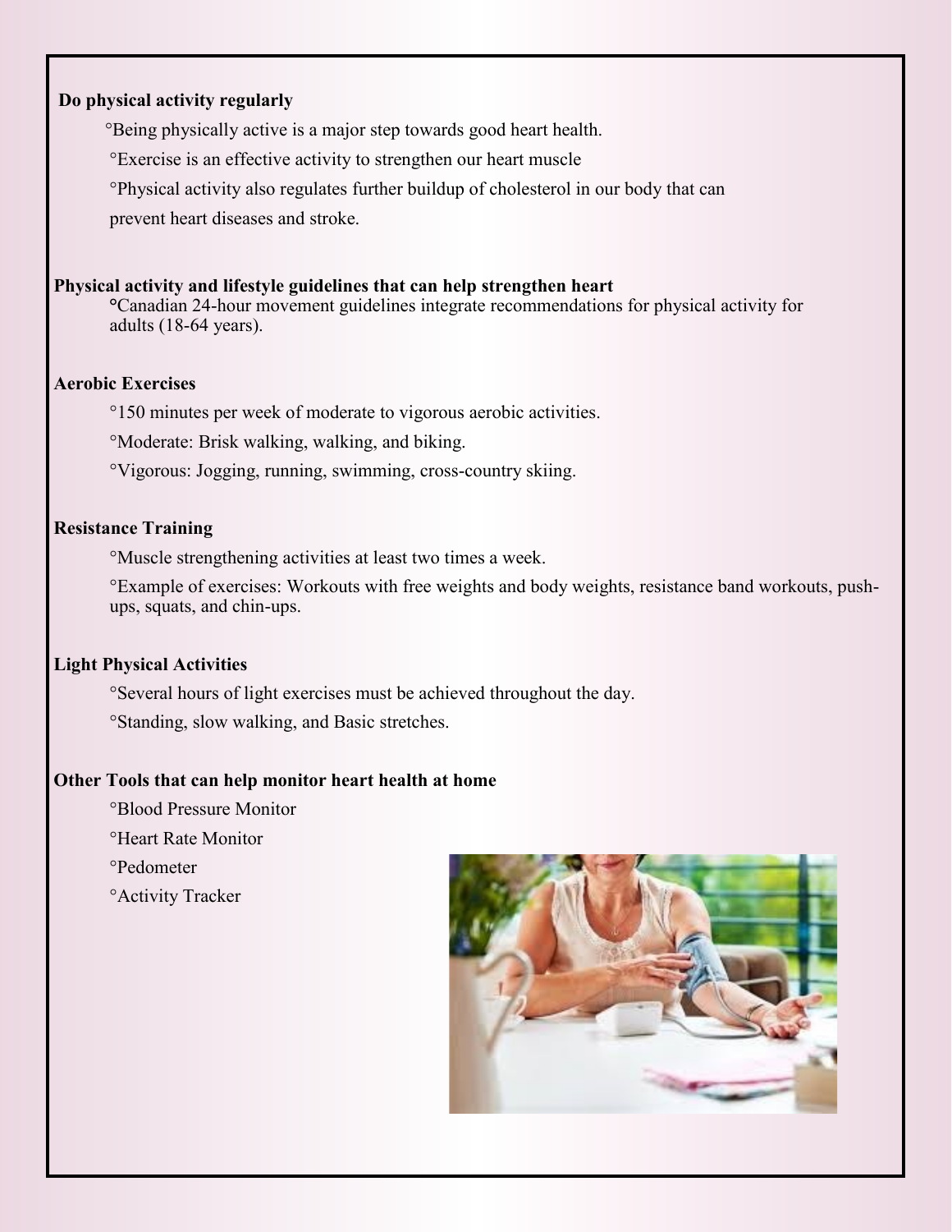**Do physical activity regularly**

°Being physically active is a major step towards good heart health.

°Exercise is an effective activity to strengthen our heart muscle

°Physical activity also regulates further buildup of cholesterol in our body that can prevent heart diseases and stroke.

**Physical activity and lifestyle guidelines that can help strengthen heart**

°Canadian 24-hour movement guidelines integrate recommendations for physical activity for adults (18-64 years).

**Aerobic Exercises**

°150 minutes per week of moderate to vigorous aerobic activities.

°Moderate: Brisk walking, walking, and biking.

°Vigorous: Jogging, running, swimming, cross-country skiing.

**Resistance Training**

°Muscle strengthening activities at least two times a week.

°Example of exercises: Workouts with free weights and body weights, resistance band workouts, push-ups, squats, and chin-ups.

**Light Physical Activities**

°Several hours of light exercises must be achieved throughout the day.

°Standing, slow walking, and Basic stretches.

**Other Tools that can help monitor heart health at home**

°Blood Pressure Monitor

°Heart Rate Monitor

°Pedometer

°Activity Tracker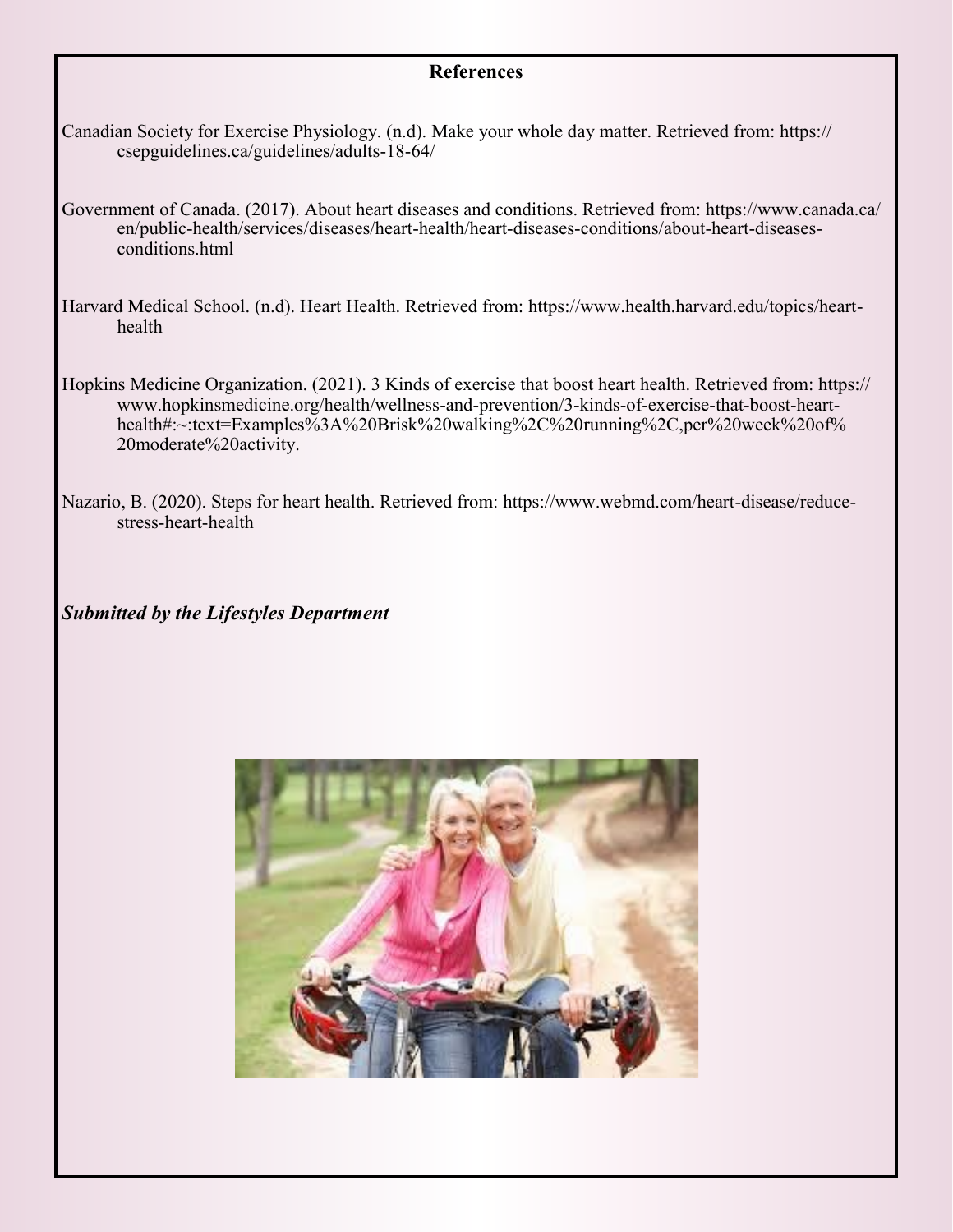## References

Canadian Society for Exercise Physiology. (n.d). Make your whole day matter. Retrieved from: https://csepguidelines.ca/guidelines/adults-18-64/

Government of Canada. (2017). About heart diseases and conditions. Retrieved from: https://www.canada.ca/en/public-health/services/diseases/heart-health/heart-diseases-conditions/about-heart-diseases-conditions.html

Harvard Medical School. (n.d). Heart Health. Retrieved from: https://www.health.harvard.edu/topics/heart-health

Hopkins Medicine Organization. (2021). 3 Kinds of exercise that boost heart health. Retrieved from: https://www.hopkinsmedicine.org/health/wellness-and-prevention/3-kinds-of-exercise-that-boost-heart-health#:~:text=Examples%3A%20Brisk%20walking%2C%20running%2C,per%20week%20of%20moderate%20activity.

Nazario, B. (2020). Steps for heart health. Retrieved from: https://www.webmd.com/heart-disease/reduce-stress-heart-health

***Submitted by the Lifestyles Department***